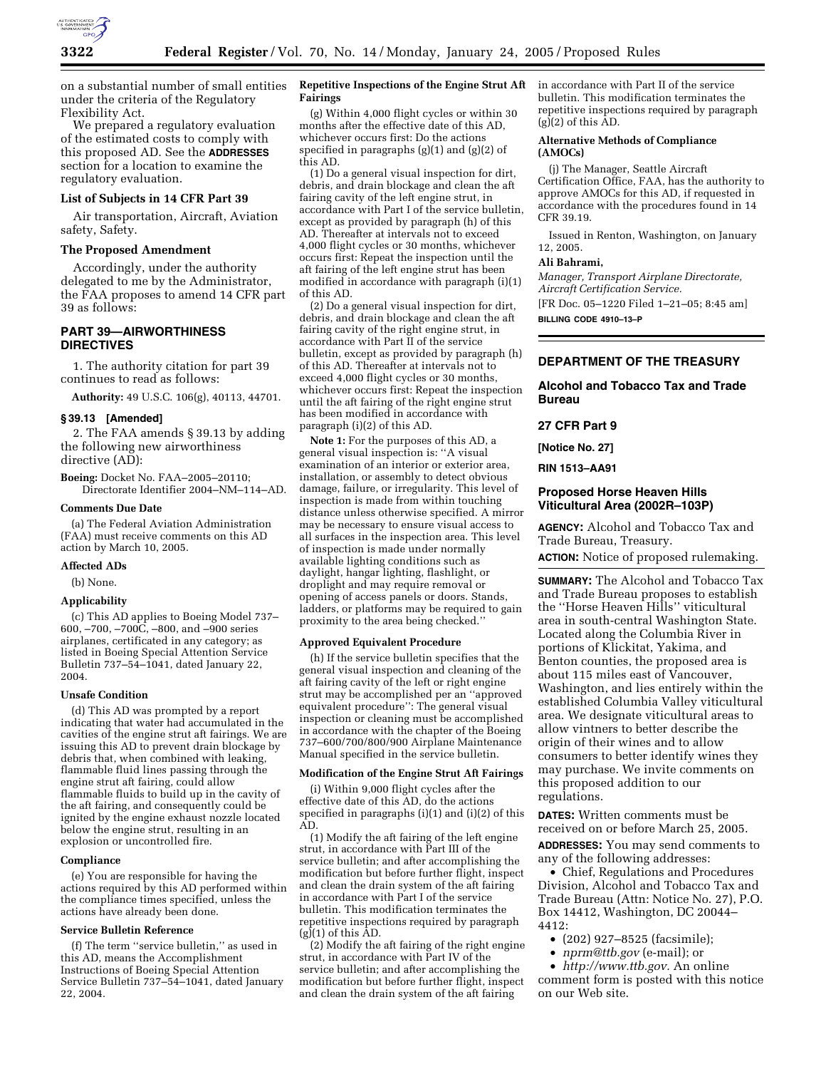on a substantial number of small entities under the criteria of the Regulatory Flexibility Act.

We prepared a regulatory evaluation of the estimated costs to comply with this proposed AD. See the **ADDRESSES** section for a location to examine the regulatory evaluation.

### List of Subjects in 14 CFR Part 39

Air transportation, Aircraft, Aviation safety, Safety.

### The Proposed Amendment

Accordingly, under the authority delegated to me by the Administrator, the FAA proposes to amend 14 CFR part 39 as follows:

## PART 39—AIRWORTHINESS DIRECTIVES

1. The authority citation for part 39 continues to read as follows:

**Authority:** 49 U.S.C. 106(g), 40113, 44701.

### § 39.13 [Amended]

2. The FAA amends § 39.13 by adding the following new airworthiness directive (AD):

**Boeing:** Docket No. FAA–2005–20110; Directorate Identifier 2004–NM–114–AD.

#### Comments Due Date

(a) The Federal Aviation Administration (FAA) must receive comments on this AD action by March 10, 2005.

#### Affected ADs

(b) None.

#### Applicability

(c) This AD applies to Boeing Model 737–600, –700, –700C, –800, and –900 series airplanes, certificated in any category; as listed in Boeing Special Attention Service Bulletin 737–54–1041, dated January 22, 2004.

#### Unsafe Condition

(d) This AD was prompted by a report indicating that water had accumulated in the cavities of the engine strut aft fairings. We are issuing this AD to prevent drain blockage by debris that, when combined with leaking, flammable fluid lines passing through the engine strut aft fairing, could allow flammable fluids to build up in the cavity of the aft fairing, and consequently could be ignited by the engine exhaust nozzle located below the engine strut, resulting in an explosion or uncontrolled fire.

#### Compliance

(e) You are responsible for having the actions required by this AD performed within the compliance times specified, unless the actions have already been done.

#### Service Bulletin Reference

(f) The term ''service bulletin,'' as used in this AD, means the Accomplishment Instructions of Boeing Special Attention Service Bulletin 737–54–1041, dated January 22, 2004.

#### Repetitive Inspections of the Engine Strut Aft Fairings

(g) Within 4,000 flight cycles or within 30 months after the effective date of this AD, whichever occurs first: Do the actions specified in paragraphs (g)(1) and (g)(2) of this AD.

(1) Do a general visual inspection for dirt, debris, and drain blockage and clean the aft fairing cavity of the left engine strut, in accordance with Part I of the service bulletin, except as provided by paragraph (h) of this AD. Thereafter at intervals not to exceed 4,000 flight cycles or 30 months, whichever occurs first: Repeat the inspection until the aft fairing of the left engine strut has been modified in accordance with paragraph (i)(1) of this AD.

(2) Do a general visual inspection for dirt, debris, and drain blockage and clean the aft fairing cavity of the right engine strut, in accordance with Part II of the service bulletin, except as provided by paragraph (h) of this AD. Thereafter at intervals not to exceed 4,000 flight cycles or 30 months, whichever occurs first: Repeat the inspection until the aft fairing of the right engine strut has been modified in accordance with paragraph (i)(2) of this AD.

**Note 1:** For the purposes of this AD, a general visual inspection is: ''A visual examination of an interior or exterior area, installation, or assembly to detect obvious damage, failure, or irregularity. This level of inspection is made from within touching distance unless otherwise specified. A mirror may be necessary to ensure visual access to all surfaces in the inspection area. This level of inspection is made under normally available lighting conditions such as daylight, hangar lighting, flashlight, or droplight and may require removal or opening of access panels or doors. Stands, ladders, or platforms may be required to gain proximity to the area being checked.''

#### Approved Equivalent Procedure

(h) If the service bulletin specifies that the general visual inspection and cleaning of the aft fairing cavity of the left or right engine strut may be accomplished per an ''approved equivalent procedure'': The general visual inspection or cleaning must be accomplished in accordance with the chapter of the Boeing 737–600/700/800/900 Airplane Maintenance Manual specified in the service bulletin.

#### Modification of the Engine Strut Aft Fairings

(i) Within 9,000 flight cycles after the effective date of this AD, do the actions specified in paragraphs (i)(1) and (i)(2) of this AD.

(1) Modify the aft fairing of the left engine strut, in accordance with Part III of the service bulletin; and after accomplishing the modification but before further flight, inspect and clean the drain system of the aft fairing in accordance with Part I of the service bulletin. This modification terminates the repetitive inspections required by paragraph (g)(1) of this AD.

(2) Modify the aft fairing of the right engine strut, in accordance with Part IV of the service bulletin; and after accomplishing the modification but before further flight, inspect and clean the drain system of the aft fairing in accordance with Part II of the service bulletin. This modification terminates the repetitive inspections required by paragraph (g)(2) of this AD.

#### Alternative Methods of Compliance (AMOCs)

(j) The Manager, Seattle Aircraft Certification Office, FAA, has the authority to approve AMOCs for this AD, if requested in accordance with the procedures found in 14 CFR 39.19.

Issued in Renton, Washington, on January 12, 2005.

**Ali Bahrami,**

*Manager, Transport Airplane Directorate, Aircraft Certification Service.*

[FR Doc. 05–1220 Filed 1–21–05; 8:45 am]

**BILLING CODE 4910–13–P**

---

## DEPARTMENT OF THE TREASURY

## Alcohol and Tobacco Tax and Trade Bureau

## 27 CFR Part 9

**[Notice No. 27]**

**RIN 1513–AA91**

## Proposed Horse Heaven Hills Viticultural Area (2002R–103P)

**AGENCY:** Alcohol and Tobacco Tax and Trade Bureau, Treasury.

**ACTION:** Notice of proposed rulemaking.

**SUMMARY:** The Alcohol and Tobacco Tax and Trade Bureau proposes to establish the ''Horse Heaven Hills'' viticultural area in south-central Washington State. Located along the Columbia River in portions of Klickitat, Yakima, and Benton counties, the proposed area is about 115 miles east of Vancouver, Washington, and lies entirely within the established Columbia Valley viticultural area. We designate viticultural areas to allow vintners to better describe the origin of their wines and to allow consumers to better identify wines they may purchase. We invite comments on this proposed addition to our regulations.

**DATES:** Written comments must be received on or before March 25, 2005.

**ADDRESSES:** You may send comments to any of the following addresses:

- Chief, Regulations and Procedures Division, Alcohol and Tobacco Tax and Trade Bureau (Attn: Notice No. 27), P.O. Box 14412, Washington, DC 20044–4412:
- (202) 927–8525 (facsimile);
- *nprm@ttb.gov* (e-mail); or
- *http://www.ttb.gov.* An online comment form is posted with this notice on our Web site.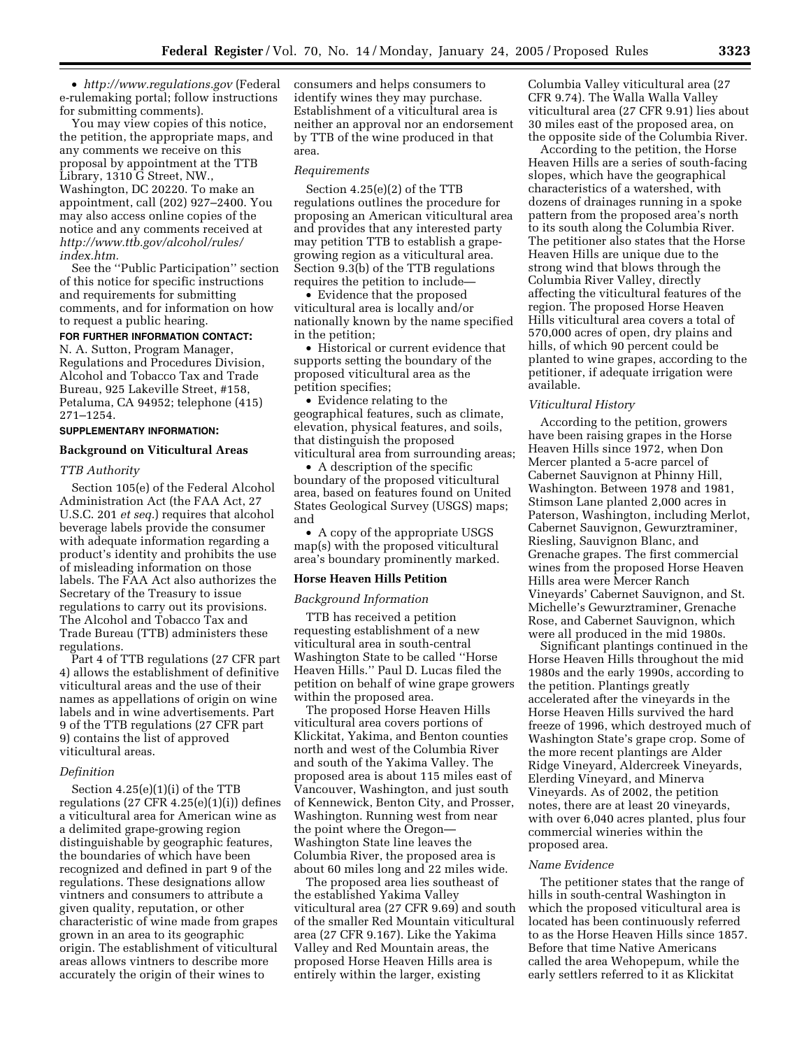- *http://www.regulations.gov* (Federal e-rulemaking portal; follow instructions for submitting comments).

You may view copies of this notice, the petition, the appropriate maps, and any comments we receive on this proposal by appointment at the TTB Library, 1310 G Street, NW., Washington, DC 20220. To make an appointment, call (202) 927–2400. You may also access online copies of the notice and any comments received at *http://www.ttb.gov/alcohol/rules/index.htm.*

See the ''Public Participation'' section of this notice for specific instructions and requirements for submitting comments, and for information on how to request a public hearing.

**FOR FURTHER INFORMATION CONTACT:** N. A. Sutton, Program Manager, Regulations and Procedures Division, Alcohol and Tobacco Tax and Trade Bureau, 925 Lakeville Street, #158, Petaluma, CA 94952; telephone (415) 271–1254.

**SUPPLEMENTARY INFORMATION:**

## Background on Viticultural Areas

### *TTB Authority*

Section 105(e) of the Federal Alcohol Administration Act (the FAA Act, 27 U.S.C. 201 *et seq.*) requires that alcohol beverage labels provide the consumer with adequate information regarding a product's identity and prohibits the use of misleading information on those labels. The FAA Act also authorizes the Secretary of the Treasury to issue regulations to carry out its provisions. The Alcohol and Tobacco Tax and Trade Bureau (TTB) administers these regulations.

Part 4 of TTB regulations (27 CFR part 4) allows the establishment of definitive viticultural areas and the use of their names as appellations of origin on wine labels and in wine advertisements. Part 9 of the TTB regulations (27 CFR part 9) contains the list of approved viticultural areas.

### *Definition*

Section 4.25(e)(1)(i) of the TTB regulations (27 CFR 4.25(e)(1)(i)) defines a viticultural area for American wine as a delimited grape-growing region distinguishable by geographic features, the boundaries of which have been recognized and defined in part 9 of the regulations. These designations allow vintners and consumers to attribute a given quality, reputation, or other characteristic of wine made from grapes grown in an area to its geographic origin. The establishment of viticultural areas allows vintners to describe more accurately the origin of their wines to consumers and helps consumers to identify wines they may purchase. Establishment of a viticultural area is neither an approval nor an endorsement by TTB of the wine produced in that area.

### *Requirements*

Section 4.25(e)(2) of the TTB regulations outlines the procedure for proposing an American viticultural area and provides that any interested party may petition TTB to establish a grape-growing region as a viticultural area. Section 9.3(b) of the TTB regulations requires the petition to include—

- Evidence that the proposed viticultural area is locally and/or nationally known by the name specified in the petition;
- Historical or current evidence that supports setting the boundary of the proposed viticultural area as the petition specifies;
- Evidence relating to the geographical features, such as climate, elevation, physical features, and soils, that distinguish the proposed viticultural area from surrounding areas;
- A description of the specific boundary of the proposed viticultural area, based on features found on United States Geological Survey (USGS) maps; and
- A copy of the appropriate USGS map(s) with the proposed viticultural area's boundary prominently marked.

## Horse Heaven Hills Petition

### *Background Information*

TTB has received a petition requesting establishment of a new viticultural area in south-central Washington State to be called ''Horse Heaven Hills.'' Paul D. Lucas filed the petition on behalf of wine grape growers within the proposed area.

The proposed Horse Heaven Hills viticultural area covers portions of Klickitat, Yakima, and Benton counties north and west of the Columbia River and south of the Yakima Valley. The proposed area is about 115 miles east of Vancouver, Washington, and just south of Kennewick, Benton City, and Prosser, Washington. Running west from near the point where the Oregon—Washington State line leaves the Columbia River, the proposed area is about 60 miles long and 22 miles wide.

The proposed area lies southeast of the established Yakima Valley viticultural area (27 CFR 9.69) and south of the smaller Red Mountain viticultural area (27 CFR 9.167). Like the Yakima Valley and Red Mountain areas, the proposed Horse Heaven Hills area is entirely within the larger, existing Columbia Valley viticultural area (27 CFR 9.74). The Walla Walla Valley viticultural area (27 CFR 9.91) lies about 30 miles east of the proposed area, on the opposite side of the Columbia River.

According to the petition, the Horse Heaven Hills are a series of south-facing slopes, which have the geographical characteristics of a watershed, with dozens of drainages running in a spoke pattern from the proposed area's north to its south along the Columbia River. The petitioner also states that the Horse Heaven Hills are unique due to the strong wind that blows through the Columbia River Valley, directly affecting the viticultural features of the region. The proposed Horse Heaven Hills viticultural area covers a total of 570,000 acres of open, dry plains and hills, of which 90 percent could be planted to wine grapes, according to the petitioner, if adequate irrigation were available.

### *Viticultural History*

According to the petition, growers have been raising grapes in the Horse Heaven Hills since 1972, when Don Mercer planted a 5-acre parcel of Cabernet Sauvignon at Phinny Hill, Washington. Between 1978 and 1981, Stimson Lane planted 2,000 acres in Paterson, Washington, including Merlot, Cabernet Sauvignon, Gewurztraminer, Riesling, Sauvignon Blanc, and Grenache grapes. The first commercial wines from the proposed Horse Heaven Hills area were Mercer Ranch Vineyards' Cabernet Sauvignon, and St. Michelle's Gewurztraminer, Grenache Rose, and Cabernet Sauvignon, which were all produced in the mid 1980s.

Significant plantings continued in the Horse Heaven Hills throughout the mid 1980s and the early 1990s, according to the petition. Plantings greatly accelerated after the vineyards in the Horse Heaven Hills survived the hard freeze of 1996, which destroyed much of Washington State's grape crop. Some of the more recent plantings are Alder Ridge Vineyard, Aldercreek Vineyards, Elerding Vineyard, and Minerva Vineyards. As of 2002, the petition notes, there are at least 20 vineyards, with over 6,040 acres planted, plus four commercial wineries within the proposed area.

### *Name Evidence*

The petitioner states that the range of hills in south-central Washington in which the proposed viticultural area is located has been continuously referred to as the Horse Heaven Hills since 1857. Before that time Native Americans called the area Wehopepum, while the early settlers referred to it as Klickitat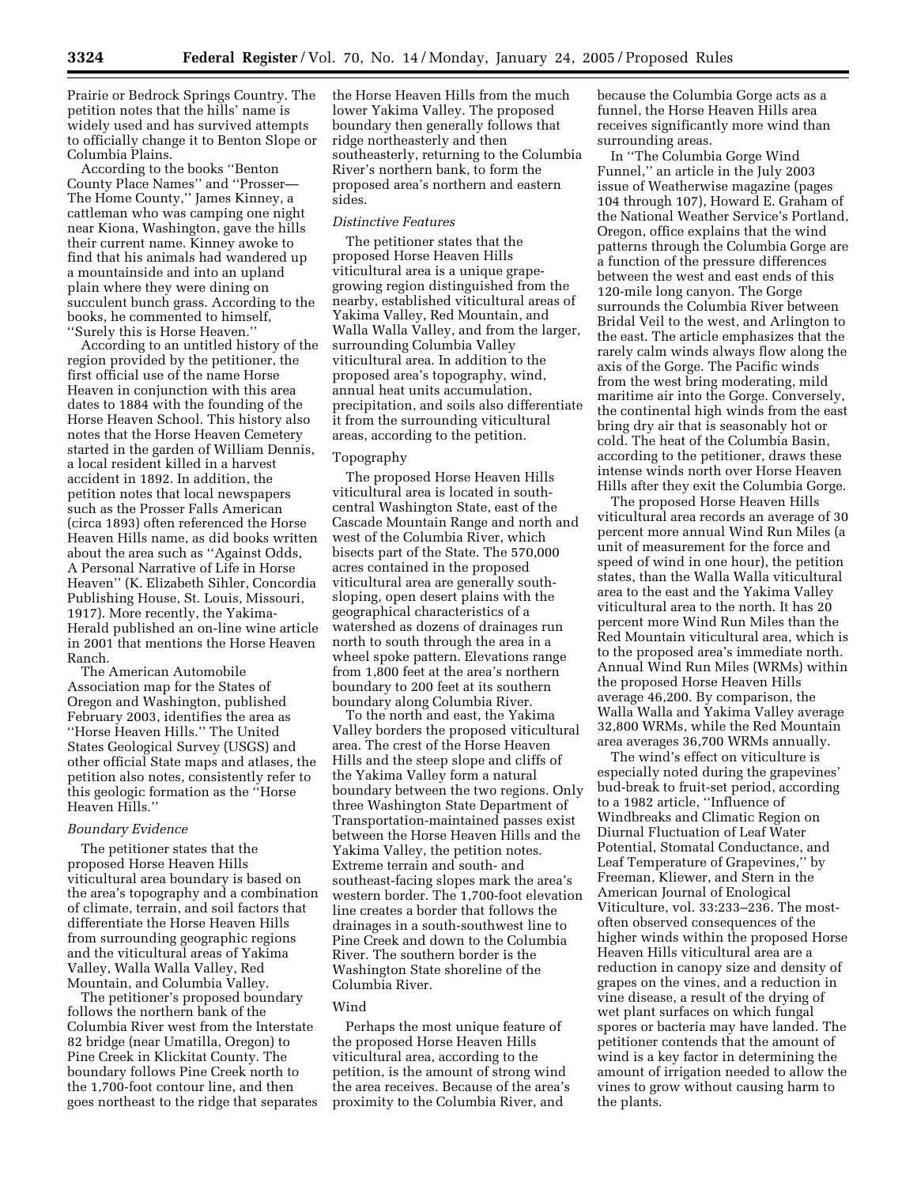Prairie or Bedrock Springs Country. The petition notes that the hills' name is widely used and has survived attempts to officially change it to Benton Slope or Columbia Plains.

According to the books ''Benton County Place Names'' and ''Prosser—The Home County,'' James Kinney, a cattleman who was camping one night near Kiona, Washington, gave the hills their current name. Kinney awoke to find that his animals had wandered up a mountainside and into an upland plain where they were dining on succulent bunch grass. According to the books, he commented to himself, ''Surely this is Horse Heaven.''

According to an untitled history of the region provided by the petitioner, the first official use of the name Horse Heaven in conjunction with this area dates to 1884 with the founding of the Horse Heaven School. This history also notes that the Horse Heaven Cemetery started in the garden of William Dennis, a local resident killed in a harvest accident in 1892. In addition, the petition notes that local newspapers such as the Prosser Falls American (circa 1893) often referenced the Horse Heaven Hills name, as did books written about the area such as ''Against Odds, A Personal Narrative of Life in Horse Heaven'' (K. Elizabeth Sihler, Concordia Publishing House, St. Louis, Missouri, 1917). More recently, the Yakima-Herald published an on-line wine article in 2001 that mentions the Horse Heaven Ranch.

The American Automobile Association map for the States of Oregon and Washington, published February 2003, identifies the area as ''Horse Heaven Hills.'' The United States Geological Survey (USGS) and other official State maps and atlases, the petition also notes, consistently refer to this geologic formation as the ''Horse Heaven Hills.''

*Boundary Evidence*

The petitioner states that the proposed Horse Heaven Hills viticultural area boundary is based on the area's topography and a combination of climate, terrain, and soil factors that differentiate the Horse Heaven Hills from surrounding geographic regions and the viticultural areas of Yakima Valley, Walla Walla Valley, Red Mountain, and Columbia Valley.

The petitioner's proposed boundary follows the northern bank of the Columbia River west from the Interstate 82 bridge (near Umatilla, Oregon) to Pine Creek in Klickitat County. The boundary follows Pine Creek north to the 1,700-foot contour line, and then goes northeast to the ridge that separates the Horse Heaven Hills from the much lower Yakima Valley. The proposed boundary then generally follows that ridge northeasterly and then southeasterly, returning to the Columbia River's northern bank, to form the proposed area's northern and eastern sides.

*Distinctive Features*

The petitioner states that the proposed Horse Heaven Hills viticultural area is a unique grape-growing region distinguished from the nearby, established viticultural areas of Yakima Valley, Red Mountain, and Walla Walla Valley, and from the larger, surrounding Columbia Valley viticultural area. In addition to the proposed area's topography, wind, annual heat units accumulation, precipitation, and soils also differentiate it from the surrounding viticultural areas, according to the petition.

Topography

The proposed Horse Heaven Hills viticultural area is located in south-central Washington State, east of the Cascade Mountain Range and north and west of the Columbia River, which bisects part of the State. The 570,000 acres contained in the proposed viticultural area are generally south-sloping, open desert plains with the geographical characteristics of a watershed as dozens of drainages run north to south through the area in a wheel spoke pattern. Elevations range from 1,800 feet at the area's northern boundary to 200 feet at its southern boundary along Columbia River.

To the north and east, the Yakima Valley borders the proposed viticultural area. The crest of the Horse Heaven Hills and the steep slope and cliffs of the Yakima Valley form a natural boundary between the two regions. Only three Washington State Department of Transportation-maintained passes exist between the Horse Heaven Hills and the Yakima Valley, the petition notes. Extreme terrain and south- and southeast-facing slopes mark the area's western border. The 1,700-foot elevation line creates a border that follows the drainages in a south-southwest line to Pine Creek and down to the Columbia River. The southern border is the Washington State shoreline of the Columbia River.

Wind

Perhaps the most unique feature of the proposed Horse Heaven Hills viticultural area, according to the petition, is the amount of strong wind the area receives. Because of the area's proximity to the Columbia River, and because the Columbia Gorge acts as a funnel, the Horse Heaven Hills area receives significantly more wind than surrounding areas.

In ''The Columbia Gorge Wind Funnel,'' an article in the July 2003 issue of Weatherwise magazine (pages 104 through 107), Howard E. Graham of the National Weather Service's Portland, Oregon, office explains that the wind patterns through the Columbia Gorge are a function of the pressure differences between the west and east ends of this 120-mile long canyon. The Gorge surrounds the Columbia River between Bridal Veil to the west, and Arlington to the east. The article emphasizes that the rarely calm winds always flow along the axis of the Gorge. The Pacific winds from the west bring moderating, mild maritime air into the Gorge. Conversely, the continental high winds from the east bring dry air that is seasonably hot or cold. The heat of the Columbia Basin, according to the petitioner, draws these intense winds north over Horse Heaven Hills after they exit the Columbia Gorge.

The proposed Horse Heaven Hills viticultural area records an average of 30 percent more annual Wind Run Miles (a unit of measurement for the force and speed of wind in one hour), the petition states, than the Walla Walla viticultural area to the east and the Yakima Valley viticultural area to the north. It has 20 percent more Wind Run Miles than the Red Mountain viticultural area, which is to the proposed area's immediate north. Annual Wind Run Miles (WRMs) within the proposed Horse Heaven Hills average 46,200. By comparison, the Walla Walla and Yakima Valley average 32,800 WRMs, while the Red Mountain area averages 36,700 WRMs annually.

The wind's effect on viticulture is especially noted during the grapevines' bud-break to fruit-set period, according to a 1982 article, ''Influence of Windbreaks and Climatic Region on Diurnal Fluctuation of Leaf Water Potential, Stomatal Conductance, and Leaf Temperature of Grapevines,'' by Freeman, Kliewer, and Stern in the American Journal of Enological Viticulture, vol. 33:233–236. The most-often observed consequences of the higher winds within the proposed Horse Heaven Hills viticultural area are a reduction in canopy size and density of grapes on the vines, and a reduction in vine disease, a result of the drying of wet plant surfaces on which fungal spores or bacteria may have landed. The petitioner contends that the amount of wind is a key factor in determining the amount of irrigation needed to allow the vines to grow without causing harm to the plants.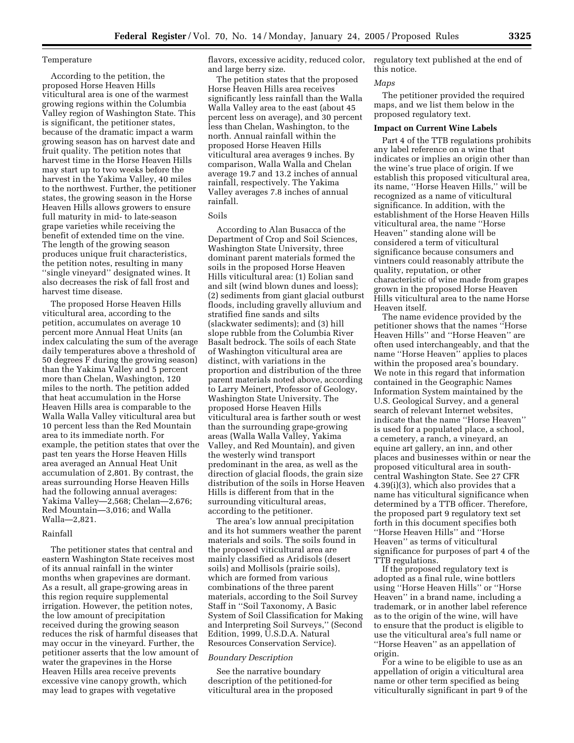Temperature

According to the petition, the proposed Horse Heaven Hills viticultural area is one of the warmest growing regions within the Columbia Valley region of Washington State. This is significant, the petitioner states, because of the dramatic impact a warm growing season has on harvest date and fruit quality. The petition notes that harvest time in the Horse Heaven Hills may start up to two weeks before the harvest in the Yakima Valley, 40 miles to the northwest. Further, the petitioner states, the growing season in the Horse Heaven Hills allows growers to ensure full maturity in mid- to late-season grape varieties while receiving the benefit of extended time on the vine. The length of the growing season produces unique fruit characteristics, the petition notes, resulting in many "single vineyard" designated wines. It also decreases the risk of fall frost and harvest time disease.

The proposed Horse Heaven Hills viticultural area, according to the petition, accumulates on average 10 percent more Annual Heat Units (an index calculating the sum of the average daily temperatures above a threshold of 50 degrees F during the growing season) than the Yakima Valley and 5 percent more than Chelan, Washington, 120 miles to the north. The petition added that heat accumulation in the Horse Heaven Hills area is comparable to the Walla Walla Valley viticultural area but 10 percent less than the Red Mountain area to its immediate north. For example, the petition states that over the past ten years the Horse Heaven Hills area averaged an Annual Heat Unit accumulation of 2,801. By contrast, the areas surrounding Horse Heaven Hills had the following annual averages: Yakima Valley—2,568; Chelan—2,676; Red Mountain—3,016; and Walla Walla—2,821.

Rainfall

The petitioner states that central and eastern Washington State receives most of its annual rainfall in the winter months when grapevines are dormant. As a result, all grape-growing areas in this region require supplemental irrigation. However, the petition notes, the low amount of precipitation received during the growing season reduces the risk of harmful diseases that may occur in the vineyard. Further, the petitioner asserts that the low amount of water the grapevines in the Horse Heaven Hills area receive prevents excessive vine canopy growth, which may lead to grapes with vegetative flavors, excessive acidity, reduced color, and large berry size.

The petition states that the proposed Horse Heaven Hills area receives significantly less rainfall than the Walla Walla Valley area to the east (about 45 percent less on average), and 30 percent less than Chelan, Washington, to the north. Annual rainfall within the proposed Horse Heaven Hills viticultural area averages 9 inches. By comparison, Walla Walla and Chelan average 19.7 and 13.2 inches of annual rainfall, respectively. The Yakima Valley averages 7.8 inches of annual rainfall.

Soils

According to Alan Busacca of the Department of Crop and Soil Sciences, Washington State University, three dominant parent materials formed the soils in the proposed Horse Heaven Hills viticultural area: (1) Eolian sand and silt (wind blown dunes and loess); (2) sediments from giant glacial outburst floods, including gravelly alluvium and stratified fine sands and silts (slackwater sediments); and (3) hill slope rubble from the Columbia River Basalt bedrock. The soils of each State of Washington viticultural area are distinct, with variations in the proportion and distribution of the three parent materials noted above, according to Larry Meinert, Professor of Geology, Washington State University. The proposed Horse Heaven Hills viticultural area is farther south or west than the surrounding grape-growing areas (Walla Walla Valley, Yakima Valley, and Red Mountain), and given the westerly wind transport predominant in the area, as well as the direction of glacial floods, the grain size distribution of the soils in Horse Heaven Hills is different from that in the surrounding viticultural areas, according to the petitioner.

The area's low annual precipitation and its hot summers weather the parent materials and soils. The soils found in the proposed viticultural area are mainly classified as Aridisols (desert soils) and Mollisols (prairie soils), which are formed from various combinations of the three parent materials, according to the Soil Survey Staff in "Soil Taxonomy, A Basic System of Soil Classification for Making and Interpreting Soil Surveys," (Second Edition, 1999, U.S.D.A. Natural Resources Conservation Service).

*Boundary Description*

See the narrative boundary description of the petitioned-for viticultural area in the proposed regulatory text published at the end of this notice.

*Maps*

The petitioner provided the required maps, and we list them below in the proposed regulatory text.

**Impact on Current Wine Labels**

Part 4 of the TTB regulations prohibits any label reference on a wine that indicates or implies an origin other than the wine's true place of origin. If we establish this proposed viticultural area, its name, "Horse Heaven Hills," will be recognized as a name of viticultural significance. In addition, with the establishment of the Horse Heaven Hills viticultural area, the name "Horse Heaven" standing alone will be considered a term of viticultural significance because consumers and vintners could reasonably attribute the quality, reputation, or other characteristic of wine made from grapes grown in the proposed Horse Heaven Hills viticultural area to the name Horse Heaven itself.

The name evidence provided by the petitioner shows that the names "Horse Heaven Hills" and "Horse Heaven" are often used interchangeably, and that the name "Horse Heaven" applies to places within the proposed area's boundary. We note in this regard that information contained in the Geographic Names Information System maintained by the U.S. Geological Survey, and a general search of relevant Internet websites, indicate that the name "Horse Heaven" is used for a populated place, a school, a cemetery, a ranch, a vineyard, an equine art gallery, an inn, and other places and businesses within or near the proposed viticultural area in south-central Washington State. See 27 CFR 4.39(i)(3), which also provides that a name has viticultural significance when determined by a TTB officer. Therefore, the proposed part 9 regulatory text set forth in this document specifies both "Horse Heaven Hills" and "Horse Heaven" as terms of viticultural significance for purposes of part 4 of the TTB regulations.

If the proposed regulatory text is adopted as a final rule, wine bottlers using "Horse Heaven Hills" or "Horse Heaven" in a brand name, including a trademark, or in another label reference as to the origin of the wine, will have to ensure that the product is eligible to use the viticultural area's full name or "Horse Heaven" as an appellation of origin.

For a wine to be eligible to use as an appellation of origin a viticultural area name or other term specified as being viticulturally significant in part 9 of the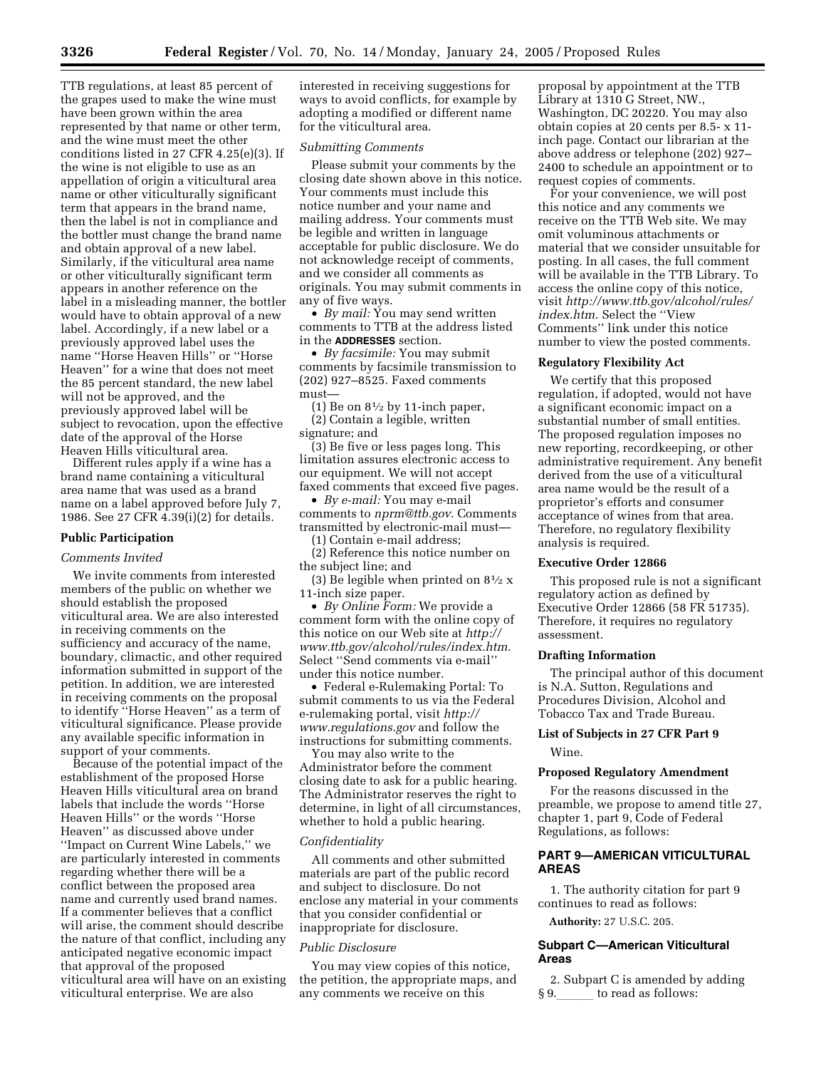TTB regulations, at least 85 percent of the grapes used to make the wine must have been grown within the area represented by that name or other term, and the wine must meet the other conditions listed in 27 CFR 4.25(e)(3). If the wine is not eligible to use as an appellation of origin a viticultural area name or other viticulturally significant term that appears in the brand name, then the label is not in compliance and the bottler must change the brand name and obtain approval of a new label. Similarly, if the viticultural area name or other viticulturally significant term appears in another reference on the label in a misleading manner, the bottler would have to obtain approval of a new label. Accordingly, if a new label or a previously approved label uses the name ''Horse Heaven Hills'' or ''Horse Heaven'' for a wine that does not meet the 85 percent standard, the new label will not be approved, and the previously approved label will be subject to revocation, upon the effective date of the approval of the Horse Heaven Hills viticultural area.

Different rules apply if a wine has a brand name containing a viticultural area name that was used as a brand name on a label approved before July 7, 1986. See 27 CFR 4.39(i)(2) for details.

## Public Participation

### *Comments Invited*

We invite comments from interested members of the public on whether we should establish the proposed viticultural area. We are also interested in receiving comments on the sufficiency and accuracy of the name, boundary, climactic, and other required information submitted in support of the petition. In addition, we are interested in receiving comments on the proposal to identify ''Horse Heaven'' as a term of viticultural significance. Please provide any available specific information in support of your comments.

Because of the potential impact of the establishment of the proposed Horse Heaven Hills viticultural area on brand labels that include the words ''Horse Heaven Hills'' or the words ''Horse Heaven'' as discussed above under ''Impact on Current Wine Labels,'' we are particularly interested in comments regarding whether there will be a conflict between the proposed area name and currently used brand names. If a commenter believes that a conflict will arise, the comment should describe the nature of that conflict, including any anticipated negative economic impact that approval of the proposed viticultural area will have on an existing viticultural enterprise. We are also interested in receiving suggestions for ways to avoid conflicts, for example by adopting a modified or different name for the viticultural area.

### *Submitting Comments*

Please submit your comments by the closing date shown above in this notice. Your comments must include this notice number and your name and mailing address. Your comments must be legible and written in language acceptable for public disclosure. We do not acknowledge receipt of comments, and we consider all comments as originals. You may submit comments in any of five ways.

- *By mail:* You may send written comments to TTB at the address listed in the **ADDRESSES** section.
- *By facsimile:* You may submit comments by facsimile transmission to (202) 927–8525. Faxed comments must—

(1) Be on 8½ by 11-inch paper,

(2) Contain a legible, written signature; and

(3) Be five or less pages long. This limitation assures electronic access to our equipment. We will not accept faxed comments that exceed five pages.

- *By e-mail:* You may e-mail comments to *nprm@ttb.gov*. Comments transmitted by electronic-mail must—

(1) Contain e-mail address;

(2) Reference this notice number on the subject line; and

(3) Be legible when printed on 8½ x 11-inch size paper.

- *By Online Form:* We provide a comment form with the online copy of this notice on our Web site at *http://www.ttb.gov/alcohol/rules/index.htm*. Select ''Send comments via e-mail'' under this notice number.
- Federal e-Rulemaking Portal: To submit comments to us via the Federal e-rulemaking portal, visit *http://www.regulations.gov* and follow the instructions for submitting comments.

You may also write to the Administrator before the comment closing date to ask for a public hearing. The Administrator reserves the right to determine, in light of all circumstances, whether to hold a public hearing.

### *Confidentiality*

All comments and other submitted materials are part of the public record and subject to disclosure. Do not enclose any material in your comments that you consider confidential or inappropriate for disclosure.

### *Public Disclosure*

You may view copies of this notice, the petition, the appropriate maps, and any comments we receive on this proposal by appointment at the TTB Library at 1310 G Street, NW., Washington, DC 20220. You may also obtain copies at 20 cents per 8.5- x 11-inch page. Contact our librarian at the above address or telephone (202) 927–2400 to schedule an appointment or to request copies of comments.

For your convenience, we will post this notice and any comments we receive on the TTB Web site. We may omit voluminous attachments or material that we consider unsuitable for posting. In all cases, the full comment will be available in the TTB Library. To access the online copy of this notice, visit *http://www.ttb.gov/alcohol/rules/index.htm*. Select the ''View Comments'' link under this notice number to view the posted comments.

## Regulatory Flexibility Act

We certify that this proposed regulation, if adopted, would not have a significant economic impact on a substantial number of small entities. The proposed regulation imposes no new reporting, recordkeeping, or other administrative requirement. Any benefit derived from the use of a viticultural area name would be the result of a proprietor's efforts and consumer acceptance of wines from that area. Therefore, no regulatory flexibility analysis is required.

## Executive Order 12866

This proposed rule is not a significant regulatory action as defined by Executive Order 12866 (58 FR 51735). Therefore, it requires no regulatory assessment.

## Drafting Information

The principal author of this document is N.A. Sutton, Regulations and Procedures Division, Alcohol and Tobacco Tax and Trade Bureau.

## List of Subjects in 27 CFR Part 9

Wine.

## Proposed Regulatory Amendment

For the reasons discussed in the preamble, we propose to amend title 27, chapter 1, part 9, Code of Federal Regulations, as follows:

## PART 9—AMERICAN VITICULTURAL AREAS

1. The authority citation for part 9 continues to read as follows:

**Authority:** 27 U.S.C. 205.

## Subpart C—American Viticultural Areas

2. Subpart C is amended by adding § 9.\_\_\_\_\_\_ to read as follows: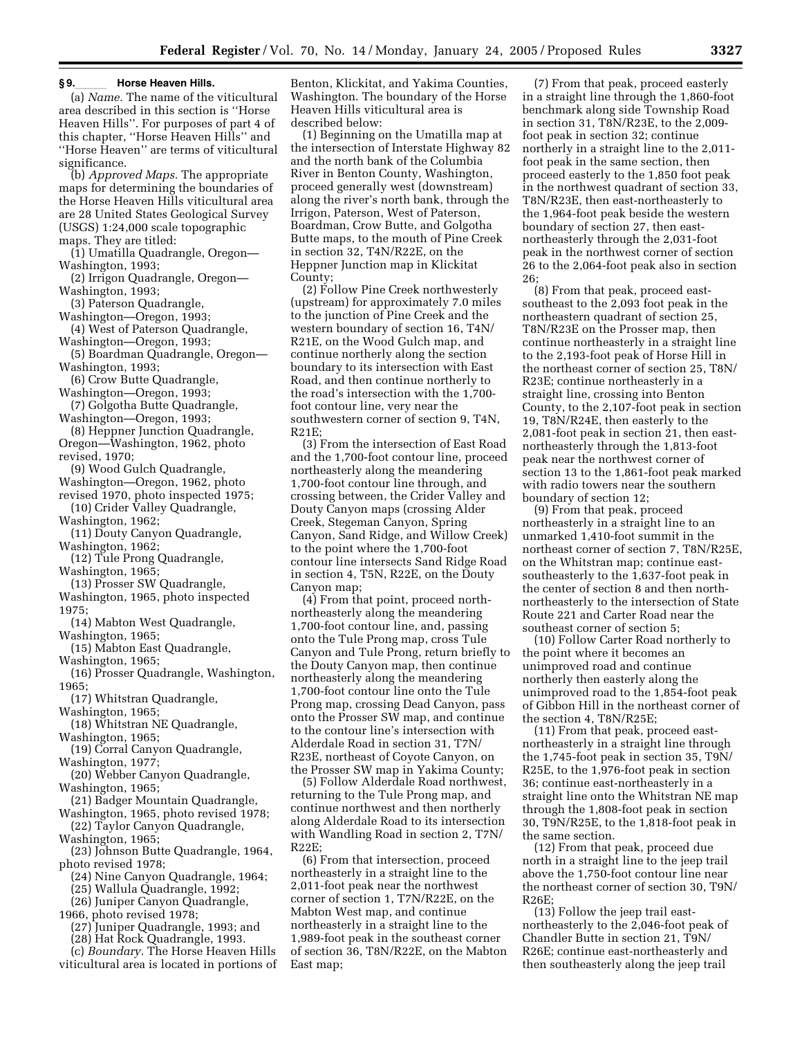### § 9.\_\_\_\_\_ Horse Heaven Hills.

(a) *Name.* The name of the viticultural area described in this section is ''Horse Heaven Hills''. For purposes of part 4 of this chapter, ''Horse Heaven Hills'' and ''Horse Heaven'' are terms of viticultural significance.

(b) *Approved Maps.* The appropriate maps for determining the boundaries of the Horse Heaven Hills viticultural area are 28 United States Geological Survey (USGS) 1:24,000 scale topographic maps. They are titled:

(1) Umatilla Quadrangle, Oregon—Washington, 1993;

(2) Irrigon Quadrangle, Oregon—Washington, 1993;

(3) Paterson Quadrangle, Washington—Oregon, 1993;

(4) West of Paterson Quadrangle, Washington—Oregon, 1993;

(5) Boardman Quadrangle, Oregon—Washington, 1993;

(6) Crow Butte Quadrangle, Washington—Oregon, 1993;

(7) Golgotha Butte Quadrangle, Washington—Oregon, 1993;

(8) Heppner Junction Quadrangle, Oregon—Washington, 1962, photo revised, 1970;

(9) Wood Gulch Quadrangle, Washington—Oregon, 1962, photo revised 1970, photo inspected 1975;

(10) Crider Valley Quadrangle, Washington, 1962;

(11) Douty Canyon Quadrangle, Washington, 1962;

(12) Tule Prong Quadrangle, Washington, 1965;

(13) Prosser SW Quadrangle, Washington, 1965, photo inspected 1975;

(14) Mabton West Quadrangle, Washington, 1965;

(15) Mabton East Quadrangle, Washington, 1965;

(16) Prosser Quadrangle, Washington, 1965;

(17) Whitstran Quadrangle, Washington, 1965;

(18) Whitstran NE Quadrangle, Washington, 1965;

(19) Corral Canyon Quadrangle, Washington, 1977;

(20) Webber Canyon Quadrangle, Washington, 1965;

(21) Badger Mountain Quadrangle, Washington, 1965, photo revised 1978;

(22) Taylor Canyon Quadrangle, Washington, 1965;

(23) Johnson Butte Quadrangle, 1964, photo revised 1978;

(24) Nine Canyon Quadrangle, 1964;

(25) Wallula Quadrangle, 1992;

(26) Juniper Canyon Quadrangle, 1966, photo revised 1978;

(27) Juniper Quadrangle, 1993; and

(28) Hat Rock Quadrangle, 1993.

(c) *Boundary.* The Horse Heaven Hills viticultural area is located in portions of Benton, Klickitat, and Yakima Counties, Washington. The boundary of the Horse Heaven Hills viticultural area is described below:

(1) Beginning on the Umatilla map at the intersection of Interstate Highway 82 and the north bank of the Columbia River in Benton County, Washington, proceed generally west (downstream) along the river's north bank, through the Irrigon, Paterson, West of Paterson, Boardman, Crow Butte, and Golgotha Butte maps, to the mouth of Pine Creek in section 32, T4N/R22E, on the Heppner Junction map in Klickitat County;

(2) Follow Pine Creek northwesterly (upstream) for approximately 7.0 miles to the junction of Pine Creek and the western boundary of section 16, T4N/R21E, on the Wood Gulch map, and continue northerly along the section boundary to its intersection with East Road, and then continue northerly to the road's intersection with the 1,700-foot contour line, very near the southwestern corner of section 9, T4N, R21E;

(3) From the intersection of East Road and the 1,700-foot contour line, proceed northeasterly along the meandering 1,700-foot contour line through, and crossing between, the Crider Valley and Douty Canyon maps (crossing Alder Creek, Stegeman Canyon, Spring Canyon, Sand Ridge, and Willow Creek) to the point where the 1,700-foot contour line intersects Sand Ridge Road in section 4, T5N, R22E, on the Douty Canyon map;

(4) From that point, proceed north-northeasterly along the meandering 1,700-foot contour line, and, passing onto the Tule Prong map, cross Tule Canyon and Tule Prong, return briefly to the Douty Canyon map, then continue northeasterly along the meandering 1,700-foot contour line onto the Tule Prong map, crossing Dead Canyon, pass onto the Prosser SW map, and continue to the contour line's intersection with Alderdale Road in section 31, T7N/R23E, northeast of Coyote Canyon, on the Prosser SW map in Yakima County;

(5) Follow Alderdale Road northwest, returning to the Tule Prong map, and continue northwest and then northerly along Alderdale Road to its intersection with Wandling Road in section 2, T7N/R22E;

(6) From that intersection, proceed northeasterly in a straight line to the 2,011-foot peak near the northwest corner of section 1, T7N/R22E, on the Mabton West map, and continue northeasterly in a straight line to the 1,989-foot peak in the southeast corner of section 36, T8N/R22E, on the Mabton East map;

(7) From that peak, proceed easterly in a straight line through the 1,860-foot benchmark along side Township Road in section 31, T8N/R23E, to the 2,009-foot peak in section 32; continue northerly in a straight line to the 2,011-foot peak in the same section, then proceed easterly to the 1,850 foot peak in the northwest quadrant of section 33, T8N/R23E, then east-northeasterly to the 1,964-foot peak beside the western boundary of section 27, then east-northeasterly through the 2,031-foot peak in the northwest corner of section 26 to the 2,064-foot peak also in section 26;

(8) From that peak, proceed east-southeast to the 2,093 foot peak in the northeastern quadrant of section 25, T8N/R23E on the Prosser map, then continue northeasterly in a straight line to the 2,193-foot peak of Horse Hill in the northeast corner of section 25, T8N/R23E; continue northeasterly in a straight line, crossing into Benton County, to the 2,107-foot peak in section 19, T8N/R24E, then easterly to the 2,081-foot peak in section 21, then east-northeasterly through the 1,813-foot peak near the northwest corner of section 13 to the 1,861-foot peak marked with radio towers near the southern boundary of section 12;

(9) From that peak, proceed northeasterly in a straight line to an unmarked 1,410-foot summit in the northeast corner of section 7, T8N/R25E, on the Whitstran map; continue east-southeasterly to the 1,637-foot peak in the center of section 8 and then north-northeasterly to the intersection of State Route 221 and Carter Road near the southeast corner of section 5;

(10) Follow Carter Road northerly to the point where it becomes an unimproved road and continue northerly then easterly along the unimproved road to the 1,854-foot peak of Gibbon Hill in the northeast corner of the section 4, T8N/R25E;

(11) From that peak, proceed east-northeasterly in a straight line through the 1,745-foot peak in section 35, T9N/R25E, to the 1,976-foot peak in section 36; continue east-northeasterly in a straight line onto the Whitstran NE map through the 1,808-foot peak in section 30, T9N/R25E, to the 1,818-foot peak in the same section.

(12) From that peak, proceed due north in a straight line to the jeep trail above the 1,750-foot contour line near the northeast corner of section 30, T9N/R26E;

(13) Follow the jeep trail east-northeasterly to the 2,046-foot peak of Chandler Butte in section 21, T9N/R26E; continue east-northeasterly and then southeasterly along the jeep trail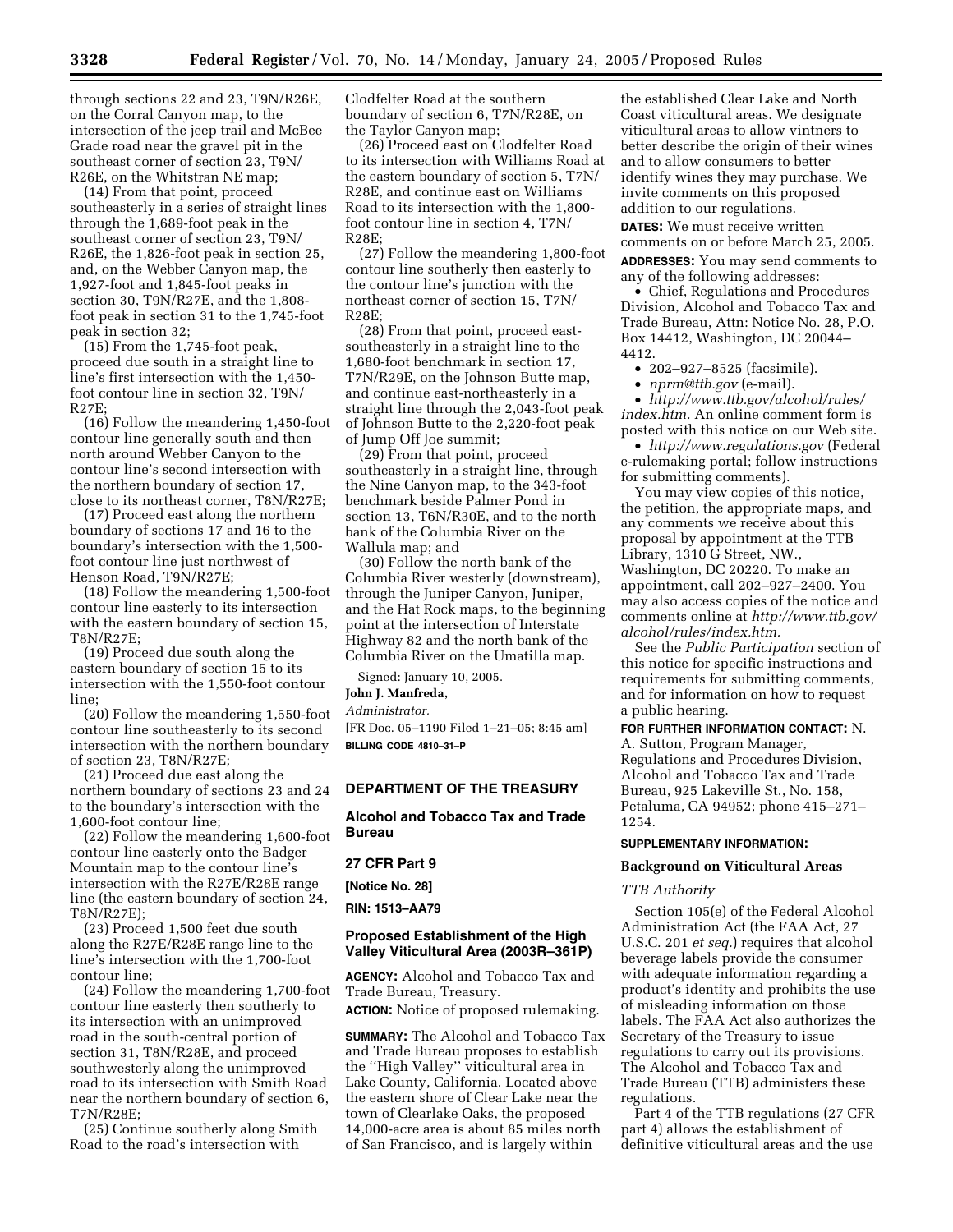through sections 22 and 23, T9N/R26E, on the Corral Canyon map, to the intersection of the jeep trail and McBee Grade road near the gravel pit in the southeast corner of section 23, T9N/R26E, on the Whitstran NE map;

(14) From that point, proceed southeasterly in a series of straight lines through the 1,689-foot peak in the southeast corner of section 23, T9N/R26E, the 1,826-foot peak in section 25, and, on the Webber Canyon map, the 1,927-foot and 1,845-foot peaks in section 30, T9N/R27E, and the 1,808-foot peak in section 31 to the 1,745-foot peak in section 32;

(15) From the 1,745-foot peak, proceed due south in a straight line to line's first intersection with the 1,450-foot contour line in section 32, T9N/R27E;

(16) Follow the meandering 1,450-foot contour line generally south and then north around Webber Canyon to the contour line's second intersection with the northern boundary of section 17, close to its northeast corner, T8N/R27E;

(17) Proceed east along the northern boundary of sections 17 and 16 to the boundary's intersection with the 1,500-foot contour line just northwest of Henson Road, T9N/R27E;

(18) Follow the meandering 1,500-foot contour line easterly to its intersection with the eastern boundary of section 15, T8N/R27E;

(19) Proceed due south along the eastern boundary of section 15 to its intersection with the 1,550-foot contour line;

(20) Follow the meandering 1,550-foot contour line southeasterly to its second intersection with the northern boundary of section 23, T8N/R27E;

(21) Proceed due east along the northern boundary of sections 23 and 24 to the boundary's intersection with the 1,600-foot contour line;

(22) Follow the meandering 1,600-foot contour line easterly onto the Badger Mountain map to the contour line's intersection with the R27E/R28E range line (the eastern boundary of section 24, T8N/R27E);

(23) Proceed 1,500 feet due south along the R27E/R28E range line to the line's intersection with the 1,700-foot contour line;

(24) Follow the meandering 1,700-foot contour line easterly then southerly to its intersection with an unimproved road in the south-central portion of section 31, T8N/R28E, and proceed southwesterly along the unimproved road to its intersection with Smith Road near the northern boundary of section 6, T7N/R28E;

(25) Continue southerly along Smith Road to the road's intersection with Clodfelter Road at the southern boundary of section 6, T7N/R28E, on the Taylor Canyon map;

(26) Proceed east on Clodfelter Road to its intersection with Williams Road at the eastern boundary of section 5, T7N/R28E, and continue east on Williams Road to its intersection with the 1,800-foot contour line in section 4, T7N/R28E;

(27) Follow the meandering 1,800-foot contour line southerly then easterly to the contour line's junction with the northeast corner of section 15, T7N/R28E;

(28) From that point, proceed east-southeasterly in a straight line to the 1,680-foot benchmark in section 17, T7N/R29E, on the Johnson Butte map, and continue east-northeasterly in a straight line through the 2,043-foot peak of Johnson Butte to the 2,220-foot peak of Jump Off Joe summit;

(29) From that point, proceed southeasterly in a straight line, through the Nine Canyon map, to the 343-foot benchmark beside Palmer Pond in section 13, T6N/R30E, and to the north bank of the Columbia River on the Wallula map; and

(30) Follow the north bank of the Columbia River westerly (downstream), through the Juniper Canyon, Juniper, and the Hat Rock maps, to the beginning point at the intersection of Interstate Highway 82 and the north bank of the Columbia River on the Umatilla map.

Signed: January 10, 2005.

**John J. Manfreda,**

*Administrator.*

[FR Doc. 05–1190 Filed 1–21–05; 8:45 am]

**BILLING CODE 4810–31–P**

---

## DEPARTMENT OF THE TREASURY

## Alcohol and Tobacco Tax and Trade Bureau

## 27 CFR Part 9

**[Notice No. 28]**

**RIN: 1513–AA79**

## Proposed Establishment of the High Valley Viticultural Area (2003R–361P)

**AGENCY:** Alcohol and Tobacco Tax and Trade Bureau, Treasury.

**ACTION:** Notice of proposed rulemaking.

**SUMMARY:** The Alcohol and Tobacco Tax and Trade Bureau proposes to establish the ''High Valley'' viticultural area in Lake County, California. Located above the eastern shore of Clear Lake near the town of Clearlake Oaks, the proposed 14,000-acre area is about 85 miles north of San Francisco, and is largely within the established Clear Lake and North Coast viticultural areas. We designate viticultural areas to allow vintners to better describe the origin of their wines and to allow consumers to better identify wines they may purchase. We invite comments on this proposed addition to our regulations.

**DATES:** We must receive written comments on or before March 25, 2005.

**ADDRESSES:** You may send comments to any of the following addresses:

- Chief, Regulations and Procedures Division, Alcohol and Tobacco Tax and Trade Bureau, Attn: Notice No. 28, P.O. Box 14412, Washington, DC 20044–4412.
- 202–927–8525 (facsimile).
- *nprm@ttb.gov* (e-mail).
- *http://www.ttb.gov/alcohol/rules/index.htm.* An online comment form is posted with this notice on our Web site.
- *http://www.regulations.gov* (Federal e-rulemaking portal; follow instructions for submitting comments).

You may view copies of this notice, the petition, the appropriate maps, and any comments we receive about this proposal by appointment at the TTB Library, 1310 G Street, NW., Washington, DC 20220. To make an appointment, call 202–927–2400. You may also access copies of the notice and comments online at *http://www.ttb.gov/alcohol/rules/index.htm.*

See the *Public Participation* section of this notice for specific instructions and requirements for submitting comments, and for information on how to request a public hearing.

**FOR FURTHER INFORMATION CONTACT:** N. A. Sutton, Program Manager, Regulations and Procedures Division, Alcohol and Tobacco Tax and Trade Bureau, 925 Lakeville St., No. 158, Petaluma, CA 94952; phone 415–271–1254.

**SUPPLEMENTARY INFORMATION:**

### Background on Viticultural Areas

#### *TTB Authority*

Section 105(e) of the Federal Alcohol Administration Act (the FAA Act, 27 U.S.C. 201 *et seq.*) requires that alcohol beverage labels provide the consumer with adequate information regarding a product's identity and prohibits the use of misleading information on those labels. The FAA Act also authorizes the Secretary of the Treasury to issue regulations to carry out its provisions. The Alcohol and Tobacco Tax and Trade Bureau (TTB) administers these regulations.

Part 4 of the TTB regulations (27 CFR part 4) allows the establishment of definitive viticultural areas and the use